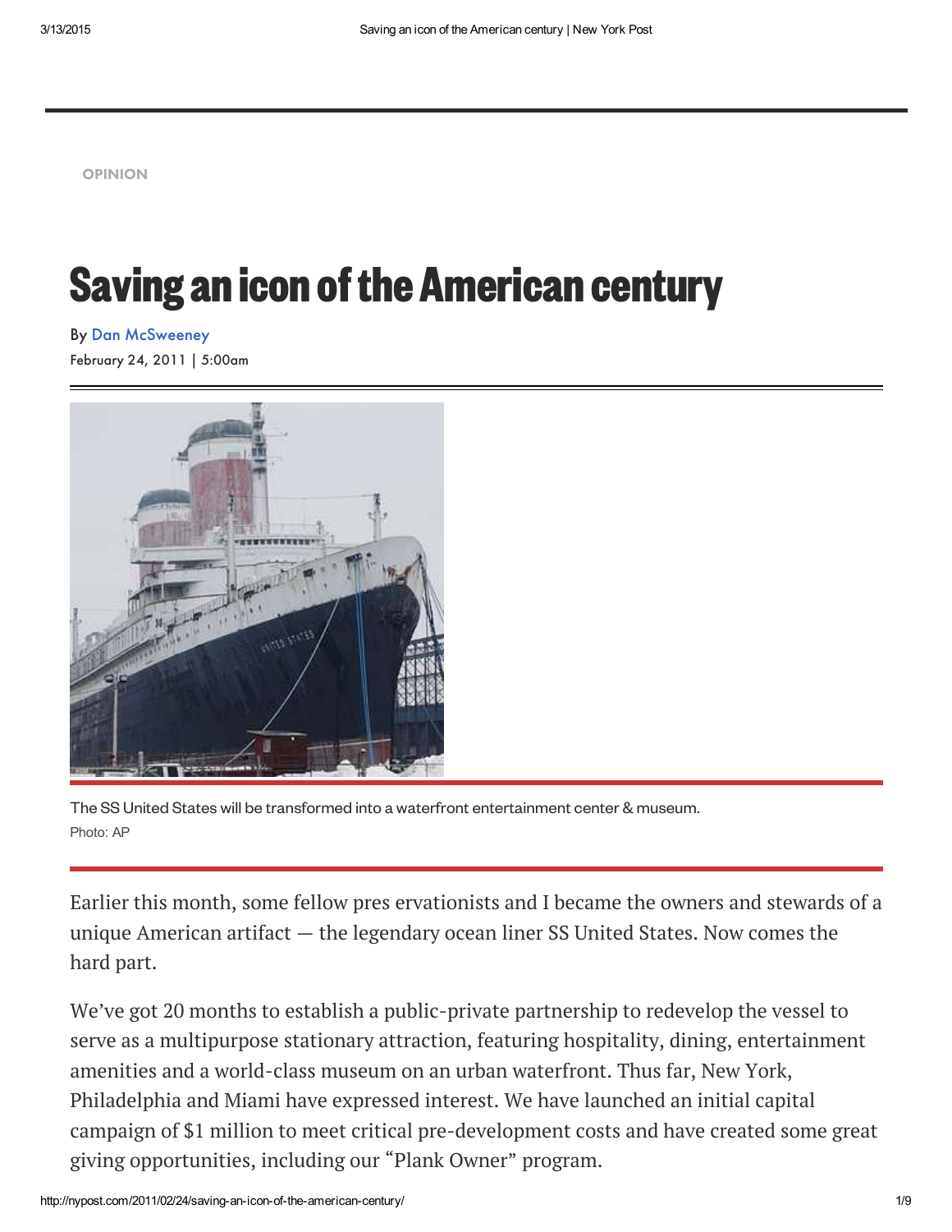OPINION

# Saving an icon of the American century

By Dan McSweeney

February 24, 2011 | 5:00am

The SS United States will be transformed into a waterfront entertainment center & museum.

Photo: AP

Earlier this month, some fellow pres ervationists and I became the owners and stewards of a unique American artifact — the legendary ocean liner SS United States. Now comes the hard part.

We've got 20 months to establish a public-private partnership to redevelop the vessel to serve as a multipurpose stationary attraction, featuring hospitality, dining, entertainment amenities and a world-class museum on an urban waterfront. Thus far, New York, Philadelphia and Miami have expressed interest. We have launched an initial capital campaign of $1 million to meet critical pre-development costs and have created some great giving opportunities, including our "Plank Owner" program.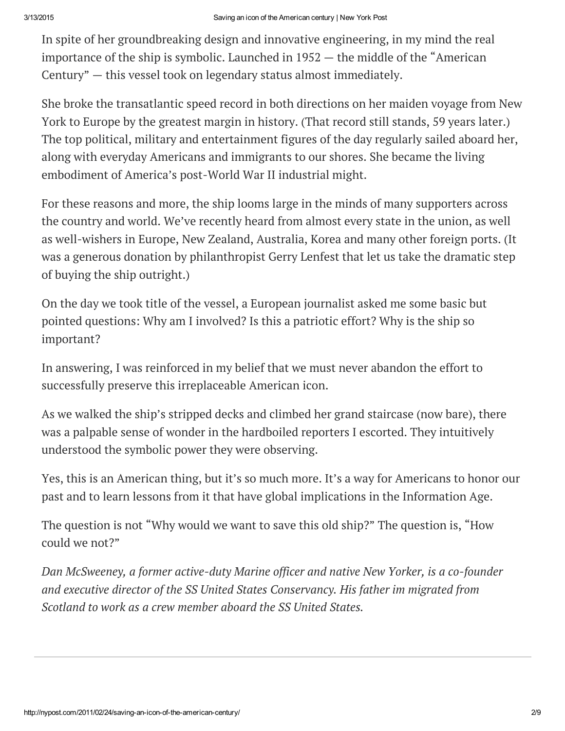In spite of her groundbreaking design and innovative engineering, in my mind the real importance of the ship is symbolic. Launched in 1952 — the middle of the "American Century" — this vessel took on legendary status almost immediately.

She broke the transatlantic speed record in both directions on her maiden voyage from New York to Europe by the greatest margin in history. (That record still stands, 59 years later.) The top political, military and entertainment figures of the day regularly sailed aboard her, along with everyday Americans and immigrants to our shores. She became the living embodiment of America's post-World War II industrial might.

For these reasons and more, the ship looms large in the minds of many supporters across the country and world. We've recently heard from almost every state in the union, as well as well-wishers in Europe, New Zealand, Australia, Korea and many other foreign ports. (It was a generous donation by philanthropist Gerry Lenfest that let us take the dramatic step of buying the ship outright.)

On the day we took title of the vessel, a European journalist asked me some basic but pointed questions: Why am I involved? Is this a patriotic effort? Why is the ship so important?

In answering, I was reinforced in my belief that we must never abandon the effort to successfully preserve this irreplaceable American icon.

As we walked the ship's stripped decks and climbed her grand staircase (now bare), there was a palpable sense of wonder in the hardboiled reporters I escorted. They intuitively understood the symbolic power they were observing.

Yes, this is an American thing, but it's so much more. It's a way for Americans to honor our past and to learn lessons from it that have global implications in the Information Age.

The question is not "Why would we want to save this old ship?" The question is, "How could we not?"

*Dan McSweeney, a former active-duty Marine officer and native New Yorker, is a co-founder and executive director of the SS United States Conservancy. His father im migrated from Scotland to work as a crew member aboard the SS United States.*